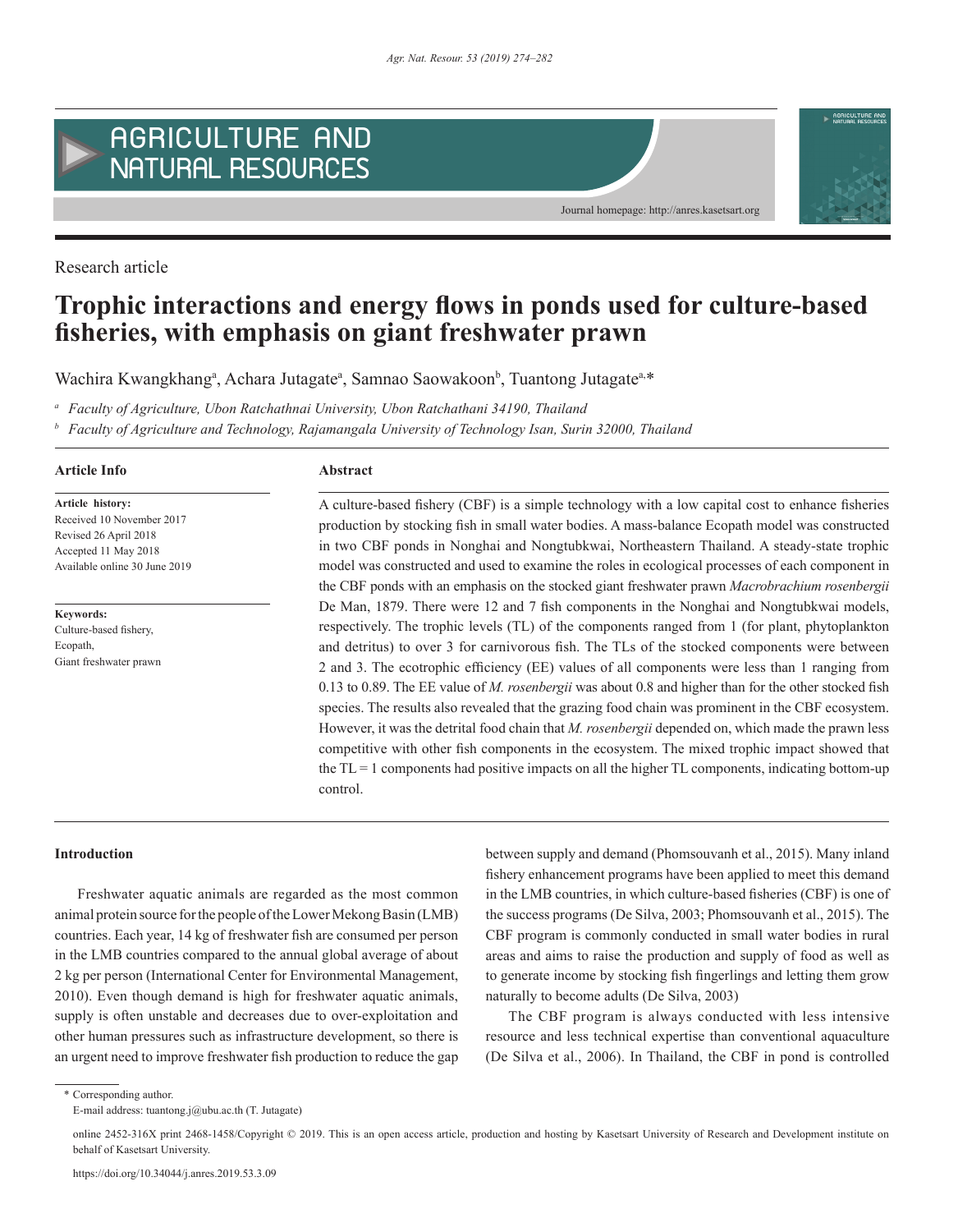Research article

# Trophic interactions and energy flows in ponds used for culture-based fisheries, with emphasis on giant freshwater prawn

Wachira Kwangkhang[a], Achara Jutagate[a], Samnao Saowakoon[b], Tuantong Jutagate[a,]*

[a] *Faculty of Agriculture, Ubon Ratchathnai University, Ubon Ratchathani 34190, Thailand*

[b] *Faculty of Agriculture and Technology, Rajamangala University of Technology Isan, Surin 32000, Thailand*

**Article Info**

**Article history:**
Received 10 November 2017
Revised 26 April 2018
Accepted 11 May 2018
Available online 30 June 2019

**Keywords:**
Culture-based fishery,
Ecopath,
Giant freshwater prawn

**Abstract**

A culture-based fishery (CBF) is a simple technology with a low capital cost to enhance fisheries production by stocking fish in small water bodies. A mass-balance Ecopath model was constructed in two CBF ponds in Nonghai and Nongtubkwai, Northeastern Thailand. A steady-state trophic model was constructed and used to examine the roles in ecological processes of each component in the CBF ponds with an emphasis on the stocked giant freshwater prawn *Macrobrachium rosenbergii* De Man, 1879. There were 12 and 7 fish components in the Nonghai and Nongtubkwai models, respectively. The trophic levels (TL) of the components ranged from 1 (for plant, phytoplankton and detritus) to over 3 for carnivorous fish. The TLs of the stocked components were between 2 and 3. The ecotrophic efficiency (EE) values of all components were less than 1 ranging from 0.13 to 0.89. The EE value of *M. rosenbergii* was about 0.8 and higher than for the other stocked fish species. The results also revealed that the grazing food chain was prominent in the CBF ecosystem. However, it was the detrital food chain that *M. rosenbergii* depended on, which made the prawn less competitive with other fish components in the ecosystem. The mixed trophic impact showed that the TL = 1 components had positive impacts on all the higher TL components, indicating bottom-up control.

## Introduction

Freshwater aquatic animals are regarded as the most common animal protein source for the people of the Lower Mekong Basin (LMB) countries. Each year, 14 kg of freshwater fish are consumed per person in the LMB countries compared to the annual global average of about 2 kg per person (International Center for Environmental Management, 2010). Even though demand is high for freshwater aquatic animals, supply is often unstable and decreases due to over-exploitation and other human pressures such as infrastructure development, so there is an urgent need to improve freshwater fish production to reduce the gap between supply and demand (Phomsouvanh et al., 2015). Many inland fishery enhancement programs have been applied to meet this demand in the LMB countries, in which culture-based fisheries (CBF) is one of the success programs (De Silva, 2003; Phomsouvanh et al., 2015). The CBF program is commonly conducted in small water bodies in rural areas and aims to raise the production and supply of food as well as to generate income by stocking fish fingerlings and letting them grow naturally to become adults (De Silva, 2003)

The CBF program is always conducted with less intensive resource and less technical expertise than conventional aquaculture (De Silva et al., 2006). In Thailand, the CBF in pond is controlled

\* Corresponding author.
E-mail address: tuantong.j@ubu.ac.th (T. Jutagate)

online 2452-316X print 2468-1458/Copyright © 2019. This is an open access article, production and hosting by Kasetsart University of Research and Development institute on behalf of Kasetsart University.

https://doi.org/10.34044/j.anres.2019.53.3.09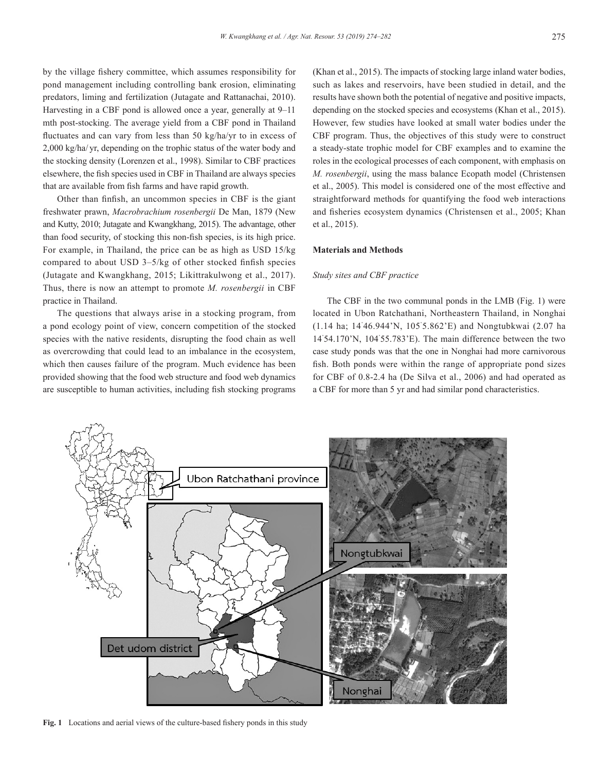by the village fishery committee, which assumes responsibility for pond management including controlling bank erosion, eliminating predators, liming and fertilization (Jutagate and Rattanachai, 2010). Harvesting in a CBF pond is allowed once a year, generally at 9–11 mth post-stocking. The average yield from a CBF pond in Thailand fluctuates and can vary from less than 50 kg/ha/yr to in excess of 2,000 kg/ha/ yr, depending on the trophic status of the water body and the stocking density (Lorenzen et al., 1998). Similar to CBF practices elsewhere, the fish species used in CBF in Thailand are always species that are available from fish farms and have rapid growth.

Other than finfish, an uncommon species in CBF is the giant freshwater prawn, *Macrobrachium rosenbergii* De Man, 1879 (New and Kutty, 2010; Jutagate and Kwangkhang, 2015). The advantage, other than food security, of stocking this non-fish species, is its high price. For example, in Thailand, the price can be as high as USD 15/kg compared to about USD 3–5/kg of other stocked finfish species (Jutagate and Kwangkhang, 2015; Likittrakulwong et al., 2017). Thus, there is now an attempt to promote *M. rosenbergii* in CBF practice in Thailand.

The questions that always arise in a stocking program, from a pond ecology point of view, concern competition of the stocked species with the native residents, disrupting the food chain as well as overcrowding that could lead to an imbalance in the ecosystem, which then causes failure of the program. Much evidence has been provided showing that the food web structure and food web dynamics are susceptible to human activities, including fish stocking programs (Khan et al., 2015). The impacts of stocking large inland water bodies, such as lakes and reservoirs, have been studied in detail, and the results have shown both the potential of negative and positive impacts, depending on the stocked species and ecosystems (Khan et al., 2015). However, few studies have looked at small water bodies under the CBF program. Thus, the objectives of this study were to construct a steady-state trophic model for CBF examples and to examine the roles in the ecological processes of each component, with emphasis on *M. rosenbergii*, using the mass balance Ecopath model (Christensen et al., 2005). This model is considered one of the most effective and straightforward methods for quantifying the food web interactions and fisheries ecosystem dynamics (Christensen et al., 2005; Khan et al., 2015).

## Materials and Methods

### *Study sites and CBF practice*

The CBF in the two communal ponds in the LMB (Fig. 1) were located in Ubon Ratchathani, Northeastern Thailand, in Nonghai (1.14 ha; 14°46.944'N, 105°5.862'E) and Nongtubkwai (2.07 ha 14°54.170'N, 104°55.783'E). The main difference between the two case study ponds was that the one in Nonghai had more carnivorous fish. Both ponds were within the range of appropriate pond sizes for CBF of 0.8-2.4 ha (De Silva et al., 2006) and had operated as a CBF for more than 5 yr and had similar pond characteristics.

**Fig. 1** Locations and aerial views of the culture-based fishery ponds in this study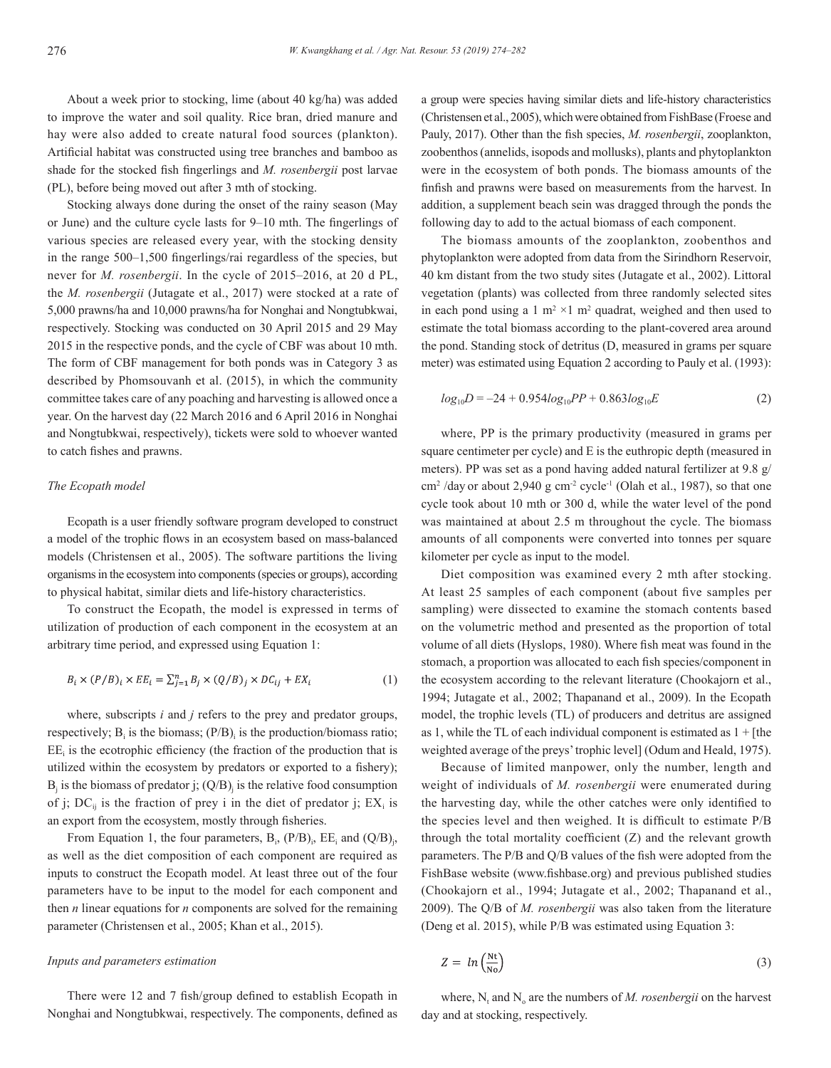About a week prior to stocking, lime (about 40 kg/ha) was added to improve the water and soil quality. Rice bran, dried manure and hay were also added to create natural food sources (plankton). Artificial habitat was constructed using tree branches and bamboo as shade for the stocked fish fingerlings and *M. rosenbergii* post larvae (PL), before being moved out after 3 mth of stocking.

Stocking always done during the onset of the rainy season (May or June) and the culture cycle lasts for 9–10 mth. The fingerlings of various species are released every year, with the stocking density in the range 500–1,500 fingerlings/rai regardless of the species, but never for *M. rosenbergii*. In the cycle of 2015–2016, at 20 d PL, the *M. rosenbergii* (Jutagate et al., 2017) were stocked at a rate of 5,000 prawns/ha and 10,000 prawns/ha for Nonghai and Nongtubkwai, respectively. Stocking was conducted on 30 April 2015 and 29 May 2015 in the respective ponds, and the cycle of CBF was about 10 mth. The form of CBF management for both ponds was in Category 3 as described by Phomsouvanh et al. (2015), in which the community committee takes care of any poaching and harvesting is allowed once a year. On the harvest day (22 March 2016 and 6 April 2016 in Nonghai and Nongtubkwai, respectively), tickets were sold to whoever wanted to catch fishes and prawns.

### *The Ecopath model*

Ecopath is a user friendly software program developed to construct a model of the trophic flows in an ecosystem based on mass-balanced models (Christensen et al., 2005). The software partitions the living organisms in the ecosystem into components (species or groups), according to physical habitat, similar diets and life-history characteristics.

To construct the Ecopath, the model is expressed in terms of utilization of production of each component in the ecosystem at an arbitrary time period, and expressed using Equation 1:

$$B_i \times (P/B)_i \times EE_i = \sum_{j=1}^{n} B_j \times (Q/B)_j \times DC_{ij} + EX_i \quad (1)$$

where, subscripts *i* and *j* refers to the prey and predator groups, respectively; $B_i$ is the biomass; $(P/B)_i$ is the production/biomass ratio; $EE_i$ is the ecotrophic efficiency (the fraction of the production that is utilized within the ecosystem by predators or exported to a fishery); $B_j$ is the biomass of predator j; $(Q/B)_j$ is the relative food consumption of j; $DC_{ij}$ is the fraction of prey i in the diet of predator j; $EX_i$ is an export from the ecosystem, mostly through fisheries.

From Equation 1, the four parameters, $B_i$, $(P/B)_i$, $EE_i$ and $(Q/B)_j$, as well as the diet composition of each component are required as inputs to construct the Ecopath model. At least three out of the four parameters have to be input to the model for each component and then *n* linear equations for *n* components are solved for the remaining parameter (Christensen et al., 2005; Khan et al., 2015).

### *Inputs and parameters estimation*

There were 12 and 7 fish/group defined to establish Ecopath in Nonghai and Nongtubkwai, respectively. The components, defined as a group were species having similar diets and life-history characteristics (Christensen et al., 2005), which were obtained from FishBase (Froese and Pauly, 2017). Other than the fish species, *M. rosenbergii*, zooplankton, zoobenthos (annelids, isopods and mollusks), plants and phytoplankton were in the ecosystem of both ponds. The biomass amounts of the finfish and prawns were based on measurements from the harvest. In addition, a supplement beach sein was dragged through the ponds the following day to add to the actual biomass of each component.

The biomass amounts of the zooplankton, zoobenthos and phytoplankton were adopted from data from the Sirindhorn Reservoir, 40 km distant from the two study sites (Jutagate et al., 2002). Littoral vegetation (plants) was collected from three randomly selected sites in each pond using a 1 $m^2$ ×1 $m^2$ quadrat, weighed and then used to estimate the total biomass according to the plant-covered area around the pond. Standing stock of detritus (D, measured in grams per square meter) was estimated using Equation 2 according to Pauly et al. (1993):

$$log_{10}D = -24 + 0.954log_{10}PP + 0.863log_{10}E \quad (2)$$

where, PP is the primary productivity (measured in grams per square centimeter per cycle) and E is the euthropic depth (measured in meters). PP was set as a pond having added natural fertilizer at 9.8 g/ $cm^2$ /day or about 2,940 g $cm^{-2}$ $cycle^{-1}$ (Olah et al., 1987), so that one cycle took about 10 mth or 300 d, while the water level of the pond was maintained at about 2.5 m throughout the cycle. The biomass amounts of all components were converted into tonnes per square kilometer per cycle as input to the model.

Diet composition was examined every 2 mth after stocking. At least 25 samples of each component (about five samples per sampling) were dissected to examine the stomach contents based on the volumetric method and presented as the proportion of total volume of all diets (Hyslops, 1980). Where fish meat was found in the stomach, a proportion was allocated to each fish species/component in the ecosystem according to the relevant literature (Chookajorn et al., 1994; Jutagate et al., 2002; Thapanand et al., 2009). In the Ecopath model, the trophic levels (TL) of producers and detritus are assigned as 1, while the TL of each individual component is estimated as 1 + [the weighted average of the preys' trophic level] (Odum and Heald, 1975).

Because of limited manpower, only the number, length and weight of individuals of *M. rosenbergii* were enumerated during the harvesting day, while the other catches were only identified to the species level and then weighed. It is difficult to estimate P/B through the total mortality coefficient (Z) and the relevant growth parameters. The P/B and Q/B values of the fish were adopted from the FishBase website (www.fishbase.org) and previous published studies (Chookajorn et al., 1994; Jutagate et al., 2002; Thapanand et al., 2009). The Q/B of *M. rosenbergii* was also taken from the literature (Deng et al. 2015), while P/B was estimated using Equation 3:

$$Z = ln\left(\frac{N_t}{N_o}\right) \quad (3)$$

where, $N_t$ and $N_o$ are the numbers of *M. rosenbergii* on the harvest day and at stocking, respectively.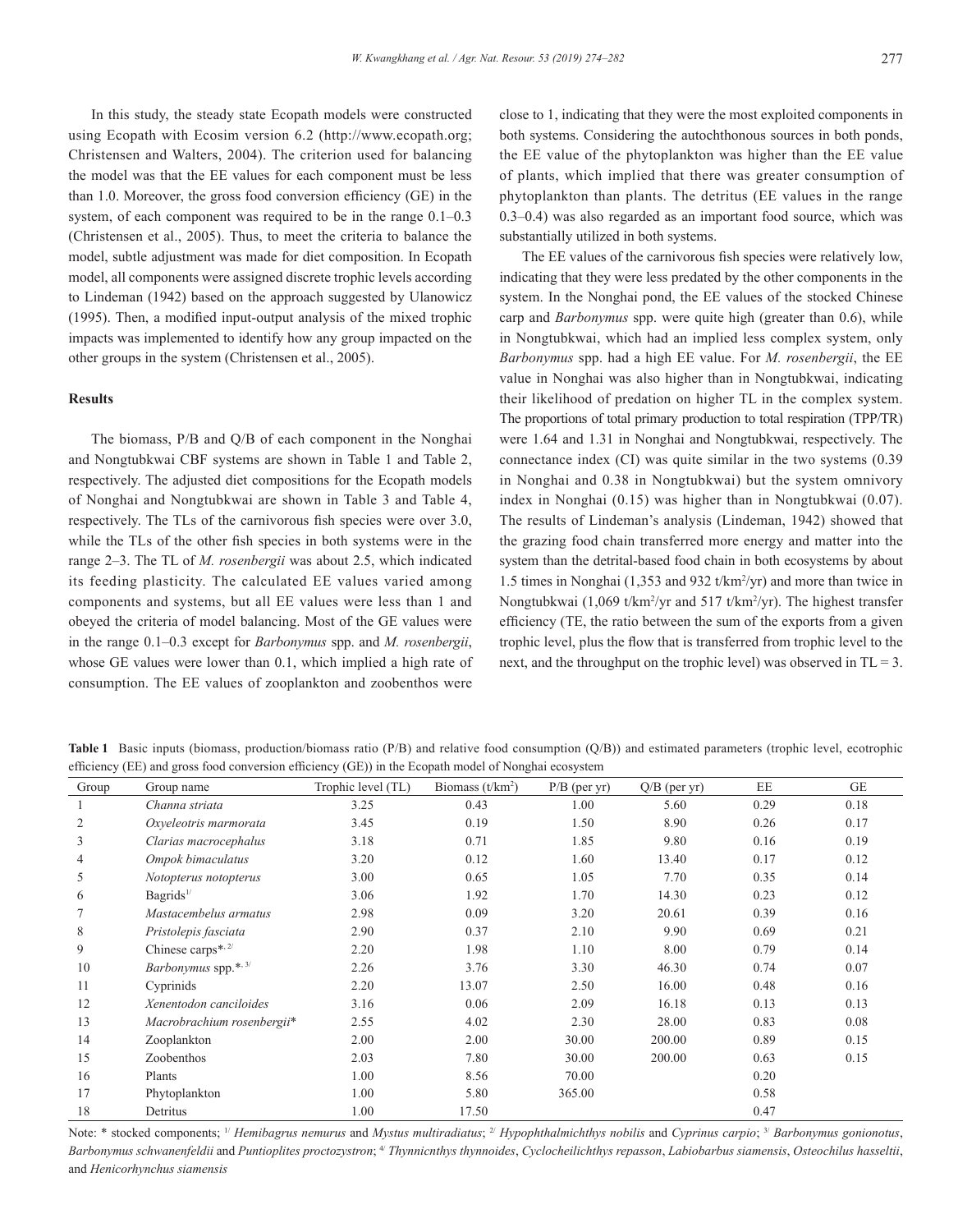In this study, the steady state Ecopath models were constructed using Ecopath with Ecosim version 6.2 (http://www.ecopath.org; Christensen and Walters, 2004). The criterion used for balancing the model was that the EE values for each component must be less than 1.0. Moreover, the gross food conversion efficiency (GE) in the system, of each component was required to be in the range 0.1–0.3 (Christensen et al., 2005). Thus, to meet the criteria to balance the model, subtle adjustment was made for diet composition. In Ecopath model, all components were assigned discrete trophic levels according to Lindeman (1942) based on the approach suggested by Ulanowicz (1995). Then, a modified input-output analysis of the mixed trophic impacts was implemented to identify how any group impacted on the other groups in the system (Christensen et al., 2005).

## Results

The biomass, P/B and Q/B of each component in the Nonghai and Nongtubkwai CBF systems are shown in Table 1 and Table 2, respectively. The adjusted diet compositions for the Ecopath models of Nonghai and Nongtubkwai are shown in Table 3 and Table 4, respectively. The TLs of the carnivorous fish species were over 3.0, while the TLs of the other fish species in both systems were in the range 2–3. The TL of *M. rosenbergii* was about 2.5, which indicated its feeding plasticity. The calculated EE values varied among components and systems, but all EE values were less than 1 and obeyed the criteria of model balancing. Most of the GE values were in the range 0.1–0.3 except for *Barbonymus* spp. and *M. rosenbergii*, whose GE values were lower than 0.1, which implied a high rate of consumption. The EE values of zooplankton and zoobenthos were close to 1, indicating that they were the most exploited components in both systems. Considering the autochthonous sources in both ponds, the EE value of the phytoplankton was higher than the EE value of plants, which implied that there was greater consumption of phytoplankton than plants. The detritus (EE values in the range 0.3–0.4) was also regarded as an important food source, which was substantially utilized in both systems.

The EE values of the carnivorous fish species were relatively low, indicating that they were less predated by the other components in the system. In the Nonghai pond, the EE values of the stocked Chinese carp and *Barbonymus* spp. were quite high (greater than 0.6), while in Nongtubkwai, which had an implied less complex system, only *Barbonymus* spp. had a high EE value. For *M. rosenbergii*, the EE value in Nonghai was also higher than in Nongtubkwai, indicating their likelihood of predation on higher TL in the complex system. The proportions of total primary production to total respiration (TPP/TR) were 1.64 and 1.31 in Nonghai and Nongtubkwai, respectively. The connectance index (CI) was quite similar in the two systems (0.39 in Nonghai and 0.38 in Nongtubkwai) but the system omnivory index in Nonghai (0.15) was higher than in Nongtubkwai (0.07). The results of Lindeman's analysis (Lindeman, 1942) showed that the grazing food chain transferred more energy and matter into the system than the detrital-based food chain in both ecosystems by about 1.5 times in Nonghai (1,353 and 932 t/km²/yr) and more than twice in Nongtubkwai (1,069 t/km²/yr and 517 t/km²/yr). The highest transfer efficiency (TE, the ratio between the sum of the exports from a given trophic level, plus the flow that is transferred from trophic level to the next, and the throughput on the trophic level) was observed in TL = 3.

**Table 1** Basic inputs (biomass, production/biomass ratio (P/B) and relative food consumption (Q/B)) and estimated parameters (trophic level, ecotrophic efficiency (EE) and gross food conversion efficiency (GE)) in the Ecopath model of Nonghai ecosystem

| Group | Group name | Trophic level (TL) | Biomass (t/km²) | P/B (per yr) | Q/B (per yr) | EE | GE |
|---|---|---|---|---|---|---|---|
| 1 | *Channa striata* | 3.25 | 0.43 | 1.00 | 5.60 | 0.29 | 0.18 |
| 2 | *Oxyeleotris marmorata* | 3.45 | 0.19 | 1.50 | 8.90 | 0.26 | 0.17 |
| 3 | *Clarias macrocephalus* | 3.18 | 0.71 | 1.85 | 9.80 | 0.16 | 0.19 |
| 4 | *Ompok bimaculatus* | 3.20 | 0.12 | 1.60 | 13.40 | 0.17 | 0.12 |
| 5 | *Notopterus notopterus* | 3.00 | 0.65 | 1.05 | 7.70 | 0.35 | 0.14 |
| 6 | Bagrids[1/] | 3.06 | 1.92 | 1.70 | 14.30 | 0.23 | 0.12 |
| 7 | *Mastacembelus armatus* | 2.98 | 0.09 | 3.20 | 20.61 | 0.39 | 0.16 |
| 8 | *Pristolepis fasciata* | 2.90 | 0.37 | 2.10 | 9.90 | 0.69 | 0.21 |
| 9 | Chinese carps*[, 2/] | 2.20 | 1.98 | 1.10 | 8.00 | 0.79 | 0.14 |
| 10 | *Barbonymus* spp.*[, 3/] | 2.26 | 3.76 | 3.30 | 46.30 | 0.74 | 0.07 |
| 11 | Cyprinids | 2.20 | 13.07 | 2.50 | 16.00 | 0.48 | 0.16 |
| 12 | *Xenentodon canciloides* | 3.16 | 0.06 | 2.09 | 16.18 | 0.13 | 0.13 |
| 13 | *Macrobrachium rosenbergii** | 2.55 | 4.02 | 2.30 | 28.00 | 0.83 | 0.08 |
| 14 | Zooplankton | 2.00 | 2.00 | 30.00 | 200.00 | 0.89 | 0.15 |
| 15 | Zoobenthos | 2.03 | 7.80 | 30.00 | 200.00 | 0.63 | 0.15 |
| 16 | Plants | 1.00 | 8.56 | 70.00 | | 0.20 | |
| 17 | Phytoplankton | 1.00 | 5.80 | 365.00 | | 0.58 | |
| 18 | Detritus | 1.00 | 17.50 | | | 0.47 | |

Note: * stocked components; [1/] *Hemibagrus nemurus* and *Mystus multiradiatus*; [2/] *Hypophthalmichthys nobilis* and *Cyprinus carpio*; [3/] *Barbonymus gonionotus*, *Barbonymus schwanenfeldii* and *Puntioplites proctozystron*; [4/] *Thynnicnthys thynnoides*, *Cyclocheilichthys repasson*, *Labiobarbus siamensis*, *Osteochilus hasseltii*, and *Henicorhynchus siamensis*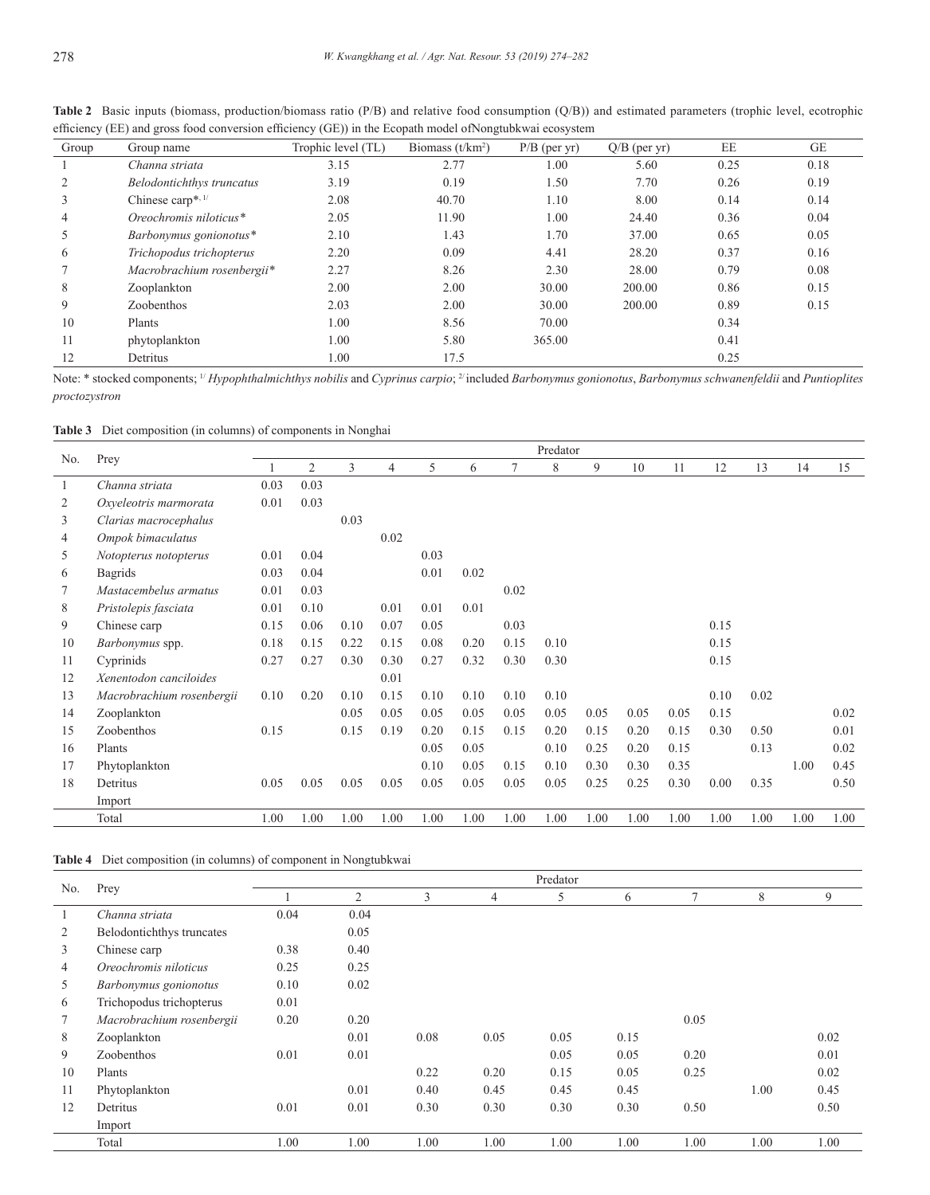**Table 2** Basic inputs (biomass, production/biomass ratio (P/B) and relative food consumption (Q/B)) and estimated parameters (trophic level, ecotrophic efficiency (EE) and gross food conversion efficiency (GE)) in the Ecopath model ofNongtubkwai ecosystem

| Group | Group name | Trophic level (TL) | Biomass (t/km²) | P/B (per yr) | Q/B (per yr) | EE | GE |
|---|---|---|---|---|---|---|---|
| 1 | *Channa striata* | 3.15 | 2.77 | 1.00 | 5.60 | 0.25 | 0.18 |
| 2 | *Belodontichthys truncatus* | 3.19 | 0.19 | 1.50 | 7.70 | 0.26 | 0.19 |
| 3 | Chinese carp*, 1/ | 2.08 | 40.70 | 1.10 | 8.00 | 0.14 | 0.14 |
| 4 | *Oreochromis niloticus** | 2.05 | 11.90 | 1.00 | 24.40 | 0.36 | 0.04 |
| 5 | *Barbonymus gonionotus** | 2.10 | 1.43 | 1.70 | 37.00 | 0.65 | 0.05 |
| 6 | *Trichopodus trichopterus* | 2.20 | 0.09 | 4.41 | 28.20 | 0.37 | 0.16 |
| 7 | *Macrobrachium rosenbergii** | 2.27 | 8.26 | 2.30 | 28.00 | 0.79 | 0.08 |
| 8 | Zooplankton | 2.00 | 2.00 | 30.00 | 200.00 | 0.86 | 0.15 |
| 9 | Zoobenthos | 2.03 | 2.00 | 30.00 | 200.00 | 0.89 | 0.15 |
| 10 | Plants | 1.00 | 8.56 | 70.00 | | 0.34 | |
| 11 | phytoplankton | 1.00 | 5.80 | 365.00 | | 0.41 | |
| 12 | Detritus | 1.00 | 17.5 | | | 0.25 | |

Note: * stocked components; 1/ *Hypophthalmichthys nobilis* and *Cyprinus carpio*; 2/ included *Barbonymus gonionotus*, *Barbonymus schwanenfeldii* and *Puntioplites proctozystron*

**Table 3** Diet composition (in columns) of components in Nonghai

| No. | Prey | Predator | | | | | | | | | | | | | | |
|---|---|---|---|---|---|---|---|---|---|---|---|---|---|---|---|---|
| | | 1 | 2 | 3 | 4 | 5 | 6 | 7 | 8 | 9 | 10 | 11 | 12 | 13 | 14 | 15 |
| 1 | *Channa striata* | 0.03 | 0.03 | | | | | | | | | | | | | |
| 2 | *Oxyeleotris marmorata* | 0.01 | 0.03 | | | | | | | | | | | | | |
| 3 | *Clarias macrocephalus* | | | 0.03 | | | | | | | | | | | | |
| 4 | *Ompok bimaculatus* | | | | 0.02 | | | | | | | | | | | |
| 5 | *Notopterus notopterus* | 0.01 | 0.04 | | | 0.03 | | | | | | | | | | |
| 6 | Bagrids | 0.03 | 0.04 | | | 0.01 | 0.02 | | | | | | | | | |
| 7 | *Mastacembelus armatus* | 0.01 | 0.03 | | | | | 0.02 | | | | | | | | |
| 8 | *Pristolepis fasciata* | 0.01 | 0.10 | | 0.01 | 0.01 | 0.01 | | | | | | | | | |
| 9 | Chinese carp | 0.15 | 0.06 | 0.10 | 0.07 | 0.05 | | 0.03 | | | | | 0.15 | | | |
| 10 | *Barbonymus* spp. | 0.18 | 0.15 | 0.22 | 0.15 | 0.08 | 0.20 | 0.15 | 0.10 | | | | 0.15 | | | |
| 11 | Cyprinids | 0.27 | 0.27 | 0.30 | 0.30 | 0.27 | 0.32 | 0.30 | 0.30 | | | | 0.15 | | | |
| 12 | *Xenentodon canciloides* | | | | 0.01 | | | | | | | | | | | |
| 13 | *Macrobrachium rosenbergii* | 0.10 | 0.20 | 0.10 | 0.15 | 0.10 | 0.10 | 0.10 | 0.10 | | | | 0.10 | 0.02 | | |
| 14 | Zooplankton | | | 0.05 | 0.05 | 0.05 | 0.05 | 0.05 | 0.05 | 0.05 | 0.05 | 0.05 | 0.15 | | | 0.02 |
| 15 | Zoobenthos | 0.15 | | 0.15 | 0.19 | 0.20 | 0.15 | 0.15 | 0.20 | 0.15 | 0.20 | 0.15 | 0.30 | 0.50 | | 0.01 |
| 16 | Plants | | | | | 0.05 | 0.05 | | 0.10 | 0.25 | 0.20 | 0.15 | | 0.13 | | 0.02 |
| 17 | Phytoplankton | | | | | 0.10 | 0.05 | 0.15 | 0.10 | 0.30 | 0.30 | 0.35 | | | 1.00 | 0.45 |
| 18 | Detritus | 0.05 | 0.05 | 0.05 | 0.05 | 0.05 | 0.05 | 0.05 | 0.05 | 0.25 | 0.25 | 0.30 | 0.00 | 0.35 | | 0.50 |
| | Import | | | | | | | | | | | | | | | |
| | Total | 1.00 | 1.00 | 1.00 | 1.00 | 1.00 | 1.00 | 1.00 | 1.00 | 1.00 | 1.00 | 1.00 | 1.00 | 1.00 | 1.00 | 1.00 |

**Table 4** Diet composition (in columns) of component in Nongtubkwai

| No. | Prey | Predator | | | | | | | | |
|---|---|---|---|---|---|---|---|---|---|---|
| | | 1 | 2 | 3 | 4 | 5 | 6 | 7 | 8 | 9 |
| 1 | *Channa striata* | 0.04 | 0.04 | | | | | | | |
| 2 | Belodontichthys truncates | | 0.05 | | | | | | | |
| 3 | Chinese carp | 0.38 | 0.40 | | | | | | | |
| 4 | *Oreochromis niloticus* | 0.25 | 0.25 | | | | | | | |
| 5 | *Barbonymus gonionotus* | 0.10 | 0.02 | | | | | | | |
| 6 | Trichopodus trichopterus | 0.01 | | | | | | | | |
| 7 | *Macrobrachium rosenbergii* | 0.20 | 0.20 | | | | | 0.05 | | |
| 8 | Zooplankton | | 0.01 | 0.08 | 0.05 | 0.05 | 0.15 | | | 0.02 |
| 9 | Zoobenthos | 0.01 | 0.01 | | | 0.05 | 0.05 | 0.20 | | 0.01 |
| 10 | Plants | | | 0.22 | 0.20 | 0.15 | 0.05 | 0.25 | | 0.02 |
| 11 | Phytoplankton | | 0.01 | 0.40 | 0.45 | 0.45 | 0.45 | | 1.00 | 0.45 |
| 12 | Detritus | 0.01 | 0.01 | 0.30 | 0.30 | 0.30 | 0.30 | 0.50 | | 0.50 |
| | Import | | | | | | | | | |
| | Total | 1.00 | 1.00 | 1.00 | 1.00 | 1.00 | 1.00 | 1.00 | 1.00 | 1.00 |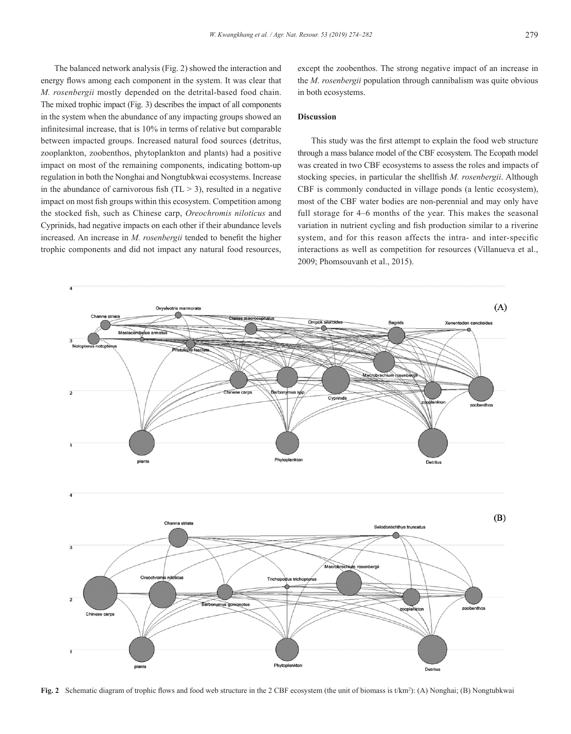The balanced network analysis (Fig. 2) showed the interaction and energy flows among each component in the system. It was clear that *M. rosenbergii* mostly depended on the detrital-based food chain. The mixed trophic impact (Fig. 3) describes the impact of all components in the system when the abundance of any impacting groups showed an infinitesimal increase, that is 10% in terms of relative but comparable between impacted groups. Increased natural food sources (detritus, zooplankton, zoobenthos, phytoplankton and plants) had a positive impact on most of the remaining components, indicating bottom-up regulation in both the Nonghai and Nongtubkwai ecosystems. Increase in the abundance of carnivorous fish (TL > 3), resulted in a negative impact on most fish groups within this ecosystem. Competition among the stocked fish, such as Chinese carp, *Oreochromis niloticus* and Cyprinids, had negative impacts on each other if their abundance levels increased. An increase in *M. rosenbergii* tended to benefit the higher trophic components and did not impact any natural food resources, except the zoobenthos. The strong negative impact of an increase in the *M. rosenbergii* population through cannibalism was quite obvious in both ecosystems.

## Discussion

This study was the first attempt to explain the food web structure through a mass balance model of the CBF ecosystem. The Ecopath model was created in two CBF ecosystems to assess the roles and impacts of stocking species, in particular the shellfish *M. rosenbergii*. Although CBF is commonly conducted in village ponds (a lentic ecosystem), most of the CBF water bodies are non-perennial and may only have full storage for 4–6 months of the year. This makes the seasonal variation in nutrient cycling and fish production similar to a riverine system, and for this reason affects the intra- and inter-specific interactions as well as competition for resources (Villanueva et al., 2009; Phomsouvanh et al., 2015).

**Fig. 2** Schematic diagram of trophic flows and food web structure in the 2 CBF ecosystem (the unit of biomass is t/km²): (A) Nonghai; (B) Nongtubkwai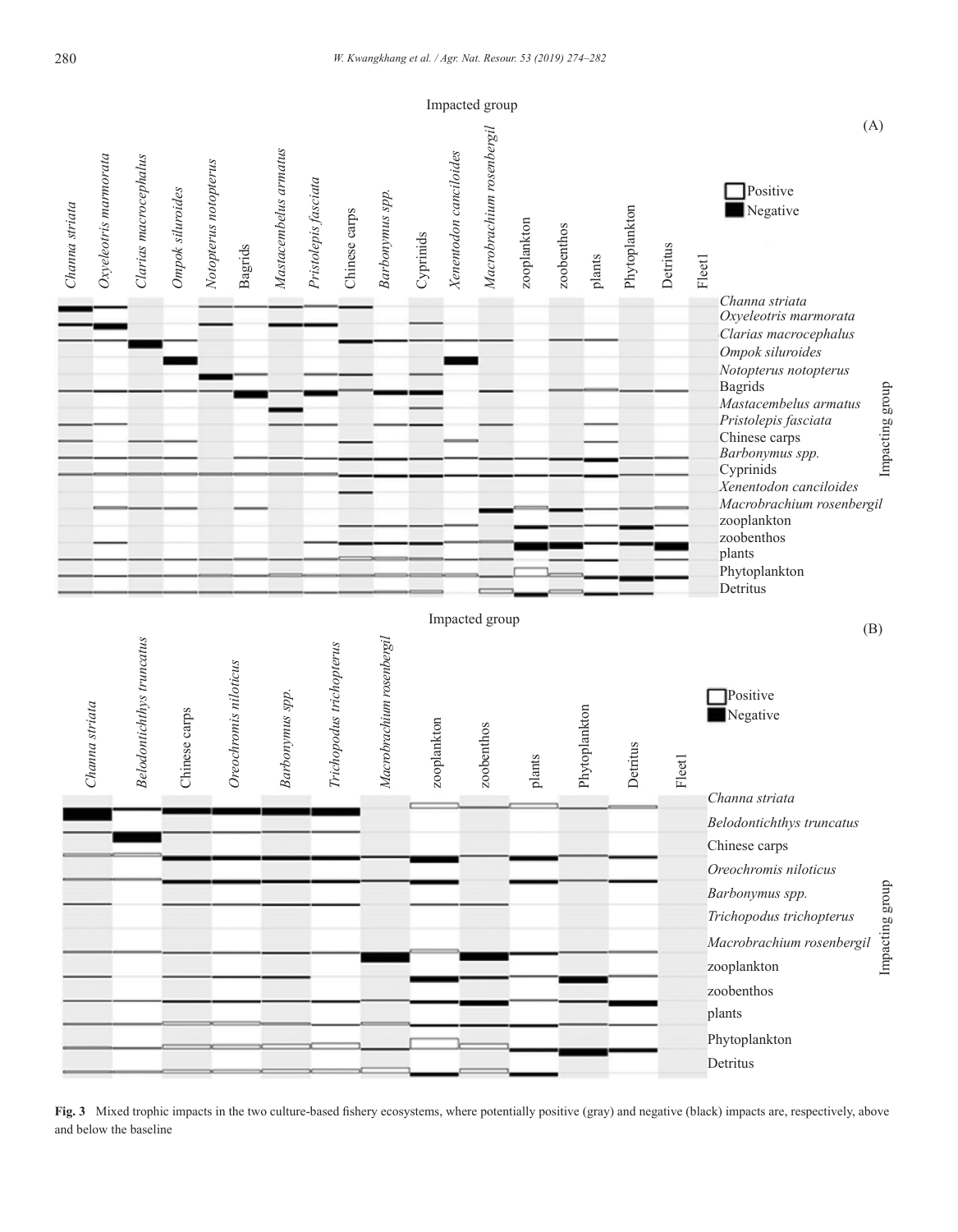**Fig. 3** Mixed trophic impacts in the two culture-based fishery ecosystems, where potentially positive (gray) and negative (black) impacts are, respectively, above and below the baseline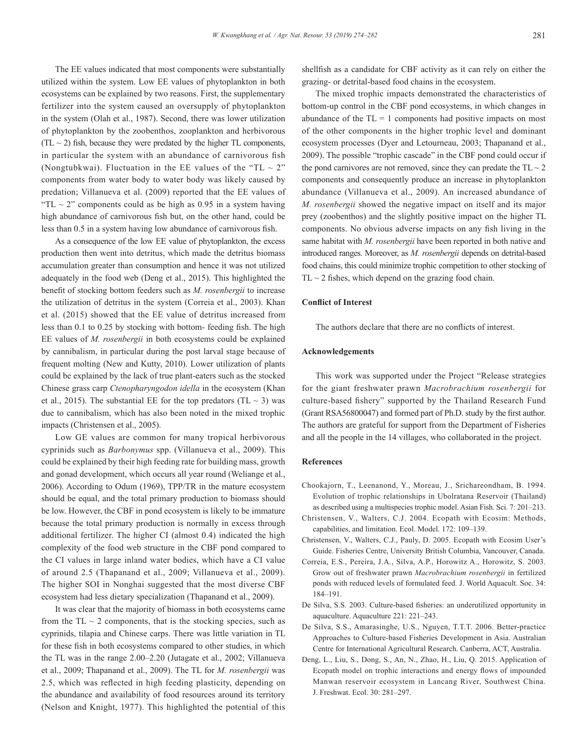The EE values indicated that most components were substantially utilized within the system. Low EE values of phytoplankton in both ecosystems can be explained by two reasons. First, the supplementary fertilizer into the system caused an oversupply of phytoplankton in the system (Olah et al., 1987). Second, there was lower utilization of phytoplankton by the zoobenthos, zooplankton and herbivorous (TL ~ 2) fish, because they were predated by the higher TL components, in particular the system with an abundance of carnivorous fish (Nongtubkwai). Fluctuation in the EE values of the "TL ~ 2" components from water body to water body was likely caused by predation; Villanueva et al. (2009) reported that the EE values of "TL ~ 2" components could as be high as 0.95 in a system having high abundance of carnivorous fish but, on the other hand, could be less than 0.5 in a system having low abundance of carnivorous fish.

As a consequence of the low EE value of phytoplankton, the excess production then went into detritus, which made the detritus biomass accumulation greater than consumption and hence it was not utilized adequately in the food web (Deng et al., 2015). This highlighted the benefit of stocking bottom feeders such as *M. rosenbergii* to increase the utilization of detritus in the system (Correia et al., 2003). Khan et al. (2015) showed that the EE value of detritus increased from less than 0.1 to 0.25 by stocking with bottom- feeding fish. The high EE values of *M. rosenbergii* in both ecosystems could be explained by cannibalism, in particular during the post larval stage because of frequent molting (New and Kutty, 2010). Lower utilization of plants could be explained by the lack of true plant-eaters such as the stocked Chinese grass carp *Ctenopharyngodon idella* in the ecosystem (Khan et al., 2015). The substantial EE for the top predators (TL ~ 3) was due to cannibalism, which has also been noted in the mixed trophic impacts (Christensen et al., 2005).

Low GE values are common for many tropical herbivorous cyprinids such as *Barbonymus* spp. (Villanueva et al., 2009). This could be explained by their high feeding rate for building mass, growth and gonad development, which occurs all year round (Weliange et al., 2006). According to Odum (1969), TPP/TR in the mature ecosystem should be equal, and the total primary production to biomass should be low. However, the CBF in pond ecosystem is likely to be immature because the total primary production is normally in excess through additional fertilizer. The higher CI (almost 0.4) indicated the high complexity of the food web structure in the CBF pond compared to the CI values in large inland water bodies, which have a CI value of around 2.5 (Thapanand et al., 2009; Villanueva et al., 2009). The higher SOI in Nonghai suggested that the most diverse CBF ecosystem had less dietary specialization (Thapanand et al., 2009).

It was clear that the majority of biomass in both ecosystems came from the TL ~ 2 components, that is the stocking species, such as cyprinids, tilapia and Chinese carps. There was little variation in TL for these fish in both ecosystems compared to other studies, in which the TL was in the range 2.00–2.20 (Jutagate et al., 2002; Villanueva et al., 2009; Thapanand et al., 2009). The TL for *M. rosenbergii* was 2.5, which was reflected in high feeding plasticity, depending on the abundance and availability of food resources around its territory (Nelson and Knight, 1977). This highlighted the potential of this shellfish as a candidate for CBF activity as it can rely on either the grazing- or detrital-based food chains in the ecosystem.

The mixed trophic impacts demonstrated the characteristics of bottom-up control in the CBF pond ecosystems, in which changes in abundance of the TL = 1 components had positive impacts on most of the other components in the higher trophic level and dominant ecosystem processes (Dyer and Letourneau, 2003; Thapanand et al., 2009). The possible "trophic cascade" in the CBF pond could occur if the pond carnivores are not removed, since they can predate the TL ~ 2 components and consequently produce an increase in phytoplankton abundance (Villanueva et al., 2009). An increased abundance of *M. rosenbergii* showed the negative impact on itself and its major prey (zoobenthos) and the slightly positive impact on the higher TL components. No obvious adverse impacts on any fish living in the same habitat with *M. rosenbergii* have been reported in both native and introduced ranges. Moreover, as *M. rosenbergii* depends on detrital-based food chains, this could minimize trophic competition to other stocking of TL ~ 2 fishes, which depend on the grazing food chain.

## Conflict of Interest

The authors declare that there are no conflicts of interest.

## Acknowledgements

This work was supported under the Project "Release strategies for the giant freshwater prawn *Macrobrachium rosenbergii* for culture-based fishery" supported by the Thailand Research Fund (Grant RSA56800047) and formed part of Ph.D. study by the first author. The authors are grateful for support from the Department of Fisheries and all the people in the 14 villages, who collaborated in the project.

## References

Chookajorn, T., Leenanond, Y., Moreau, J., Srichareondham, B. 1994. Evolution of trophic relationships in Ubolratana Reservoir (Thailand) as described using a multispecies trophic model. Asian Fish. Sci. 7: 201–213.

Christensen, V., Walters, C.J. 2004. Ecopath with Ecosim: Methods, capabilities, and limitation. Ecol. Model. 172: 109–139.

Christensen, V., Walters, C.J., Pauly, D. 2005. Ecopath with Ecosim User's Guide. Fisheries Centre, University British Columbia, Vancouver, Canada.

Correia, E.S., Pereira, J.A., Silva, A.P., Horowitz A., Horowitz, S. 2003. Grow out of freshwater prawn *Macrobrachium rosenbergii* in fertilized ponds with reduced levels of formulated feed. J. World Aquacult. Soc. 34: 184–191.

De Silva, S.S. 2003. Culture-based fisheries: an underutilized opportunity in aquaculture. Aquaculture 221: 221–243.

De Silva, S.S., Amarasinghe, U.S., Nguyen, T.T.T. 2006. Better-practice Approaches to Culture-based Fisheries Development in Asia. Australian Centre for International Agricultural Research. Canberra, ACT, Australia.

Deng, L., Liu, S., Dong, S., An, N., Zhao, H., Liu, Q. 2015. Application of Ecopath model on trophic interactions and energy flows of impounded Manwan reservoir ecosystem in Lancang River, Southwest China. J. Freshwat. Ecol. 30: 281–297.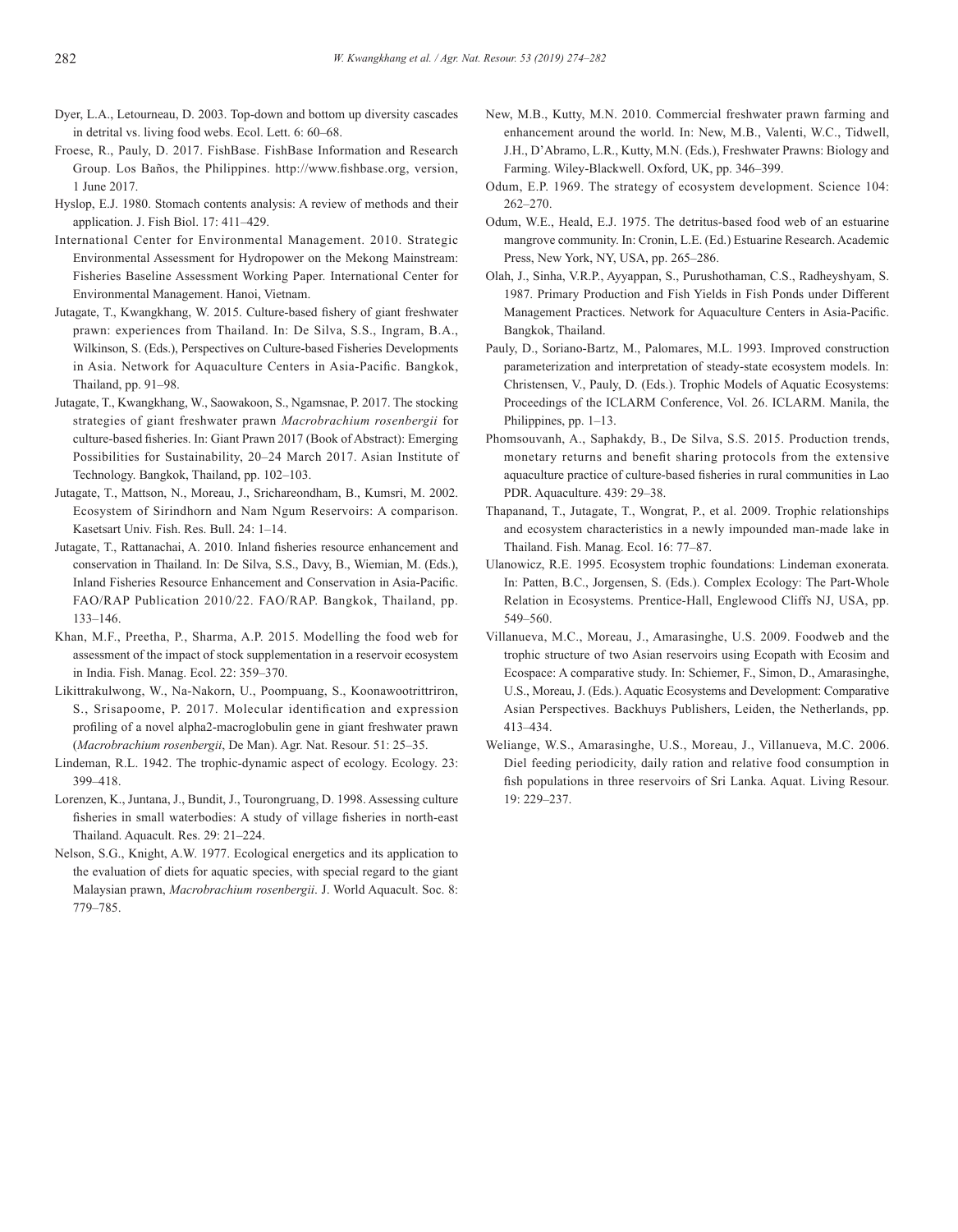Dyer, L.A., Letourneau, D. 2003. Top-down and bottom up diversity cascades in detrital vs. living food webs. Ecol. Lett. 6: 60–68.

Froese, R., Pauly, D. 2017. FishBase. FishBase Information and Research Group. Los Baños, the Philippines. http://www.fishbase.org, version, 1 June 2017.

Hyslop, E.J. 1980. Stomach contents analysis: A review of methods and their application. J. Fish Biol. 17: 411–429.

International Center for Environmental Management. 2010. Strategic Environmental Assessment for Hydropower on the Mekong Mainstream: Fisheries Baseline Assessment Working Paper. International Center for Environmental Management. Hanoi, Vietnam.

Jutagate, T., Kwangkhang, W. 2015. Culture-based fishery of giant freshwater prawn: experiences from Thailand. In: De Silva, S.S., Ingram, B.A., Wilkinson, S. (Eds.), Perspectives on Culture-based Fisheries Developments in Asia. Network for Aquaculture Centers in Asia-Pacific. Bangkok, Thailand, pp. 91–98.

Jutagate, T., Kwangkhang, W., Saowakoon, S., Ngamsnae, P. 2017. The stocking strategies of giant freshwater prawn *Macrobrachium rosenbergii* for culture-based fisheries. In: Giant Prawn 2017 (Book of Abstract): Emerging Possibilities for Sustainability, 20–24 March 2017. Asian Institute of Technology. Bangkok, Thailand, pp. 102–103.

Jutagate, T., Mattson, N., Moreau, J., Srichareondham, B., Kumsri, M. 2002. Ecosystem of Sirindhorn and Nam Ngum Reservoirs: A comparison. Kasetsart Univ. Fish. Res. Bull. 24: 1–14.

Jutagate, T., Rattanachai, A. 2010. Inland fisheries resource enhancement and conservation in Thailand. In: De Silva, S.S., Davy, B., Wiemian, M. (Eds.), Inland Fisheries Resource Enhancement and Conservation in Asia-Pacific. FAO/RAP Publication 2010/22. FAO/RAP. Bangkok, Thailand, pp. 133–146.

Khan, M.F., Preetha, P., Sharma, A.P. 2015. Modelling the food web for assessment of the impact of stock supplementation in a reservoir ecosystem in India. Fish. Manag. Ecol. 22: 359–370.

Likittrakulwong, W., Na-Nakorn, U., Poompuang, S., Koonawootrittriron, S., Srisapoome, P. 2017. Molecular identification and expression profiling of a novel alpha2-macroglobulin gene in giant freshwater prawn (*Macrobrachium rosenbergii*, De Man). Agr. Nat. Resour. 51: 25–35.

Lindeman, R.L. 1942. The trophic-dynamic aspect of ecology. Ecology. 23: 399–418.

Lorenzen, K., Juntana, J., Bundit, J., Tourongruang, D. 1998. Assessing culture fisheries in small waterbodies: A study of village fisheries in north-east Thailand. Aquacult. Res. 29: 21–224.

Nelson, S.G., Knight, A.W. 1977. Ecological energetics and its application to the evaluation of diets for aquatic species, with special regard to the giant Malaysian prawn, *Macrobrachium rosenbergii*. J. World Aquacult. Soc. 8: 779–785.

New, M.B., Kutty, M.N. 2010. Commercial freshwater prawn farming and enhancement around the world. In: New, M.B., Valenti, W.C., Tidwell, J.H., D'Abramo, L.R., Kutty, M.N. (Eds.), Freshwater Prawns: Biology and Farming. Wiley-Blackwell. Oxford, UK, pp. 346–399.

Odum, E.P. 1969. The strategy of ecosystem development. Science 104: 262–270.

Odum, W.E., Heald, E.J. 1975. The detritus-based food web of an estuarine mangrove community. In: Cronin, L.E. (Ed.) Estuarine Research. Academic Press, New York, NY, USA, pp. 265–286.

Olah, J., Sinha, V.R.P., Ayyappan, S., Purushothaman, C.S., Radheyshyam, S. 1987. Primary Production and Fish Yields in Fish Ponds under Different Management Practices. Network for Aquaculture Centers in Asia-Pacific. Bangkok, Thailand.

Pauly, D., Soriano-Bartz, M., Palomares, M.L. 1993. Improved construction parameterization and interpretation of steady-state ecosystem models. In: Christensen, V., Pauly, D. (Eds.). Trophic Models of Aquatic Ecosystems: Proceedings of the ICLARM Conference, Vol. 26. ICLARM. Manila, the Philippines, pp. 1–13.

Phomsouvanh, A., Saphakdy, B., De Silva, S.S. 2015. Production trends, monetary returns and benefit sharing protocols from the extensive aquaculture practice of culture-based fisheries in rural communities in Lao PDR. Aquaculture. 439: 29–38.

Thapanand, T., Jutagate, T., Wongrat, P., et al. 2009. Trophic relationships and ecosystem characteristics in a newly impounded man-made lake in Thailand. Fish. Manag. Ecol. 16: 77–87.

Ulanowicz, R.E. 1995. Ecosystem trophic foundations: Lindeman exonerata. In: Patten, B.C., Jorgensen, S. (Eds.). Complex Ecology: The Part-Whole Relation in Ecosystems. Prentice-Hall, Englewood Cliffs NJ, USA, pp. 549–560.

Villanueva, M.C., Moreau, J., Amarasinghe, U.S. 2009. Foodweb and the trophic structure of two Asian reservoirs using Ecopath with Ecosim and Ecospace: A comparative study. In: Schiemer, F., Simon, D., Amarasinghe, U.S., Moreau, J. (Eds.). Aquatic Ecosystems and Development: Comparative Asian Perspectives. Backhuys Publishers, Leiden, the Netherlands, pp. 413–434.

Weliange, W.S., Amarasinghe, U.S., Moreau, J., Villanueva, M.C. 2006. Diel feeding periodicity, daily ration and relative food consumption in fish populations in three reservoirs of Sri Lanka. Aquat. Living Resour. 19: 229–237.